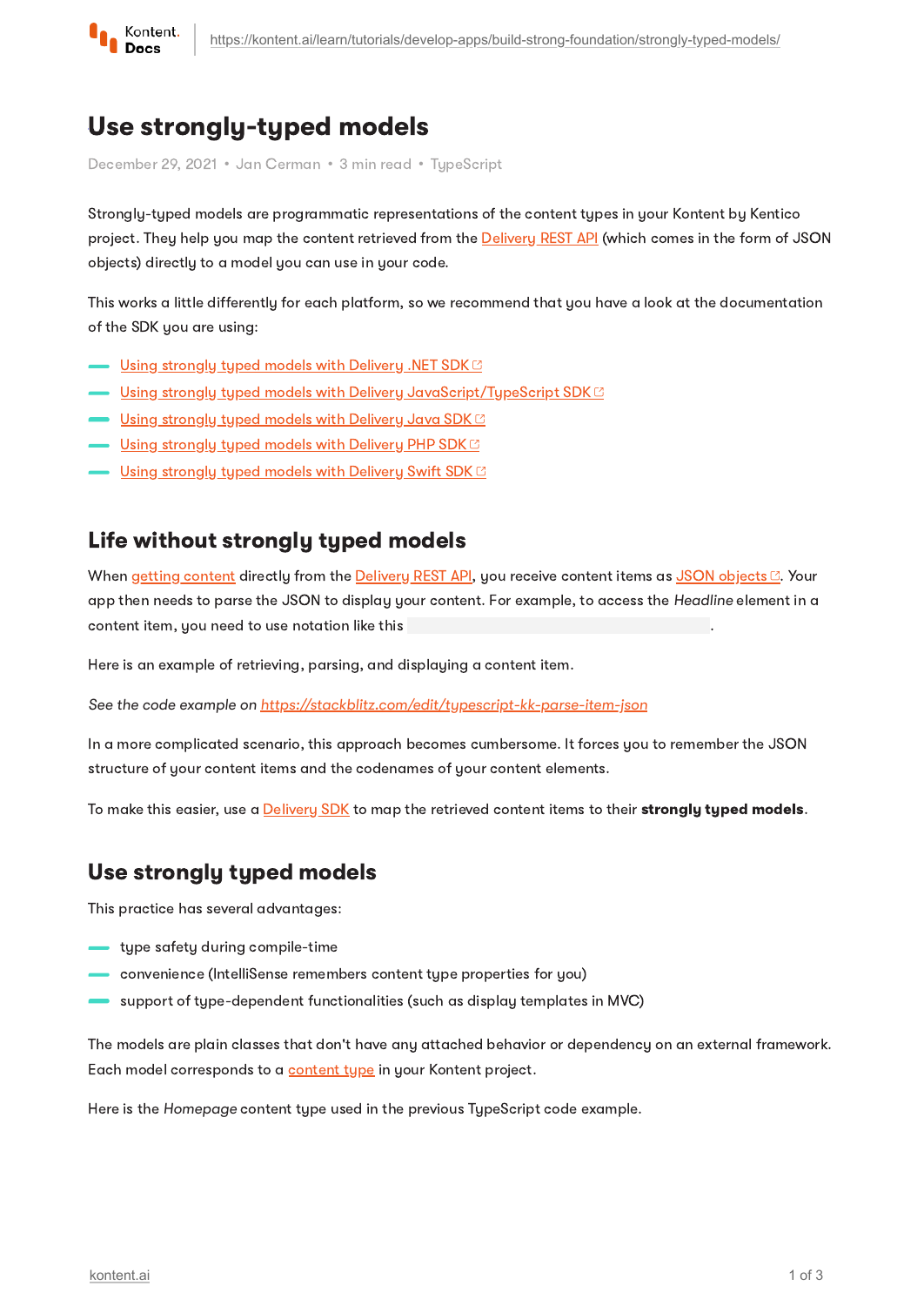# Use strongly-typed models

December 29, 2021 • Jan Cerman • 3 min read • TypeScript

Strongly-typed models are programmatic representations of the content types in your Kontent by Kentico project. They help you map the content retrieved from the Delivery REST API (which comes in the form of JSON objects) directly to a model you can use in your code.

This works a little differently for each platform, so we recommend that you have a look at the documentation of the SDK you are using:

- Using strongly typed models with Delivery .NET SDK
- Using strongly typed models with Delivery JavaScript/TypeScript SDK
- Using strongly typed models with Delivery Java SDK
- Using strongly typed models with Delivery PHP SDK
- Using strongly typed models with Delivery Swift SDK

## Life without strongly typed models

When getting content directly from the Delivery REST API, you receive content items as JSON objects. Your app then needs to parse the JSON to display your content. For example, to access the *Headline* element in a content item, you need to use notation like this .

Here is an example of retrieving, parsing, and displaying a content item.

*See the code example on https://stackblitz.com/edit/typescript-kk-parse-item-json*

In a more complicated scenario, this approach becomes cumbersome. It forces you to remember the JSON structure of your content items and the codenames of your content elements.

To make this easier, use a Delivery SDK to map the retrieved content items to their **strongly typed models**.

## Use strongly typed models

This practice has several advantages:

- type safety during compile-time
- convenience (IntelliSense remembers content type properties for you)
- support of type-dependent functionalities (such as display templates in MVC)

The models are plain classes that don't have any attached behavior or dependency on an external framework. Each model corresponds to a content type in your Kontent project.

Here is the *Homepage* content type used in the previous TypeScript code example.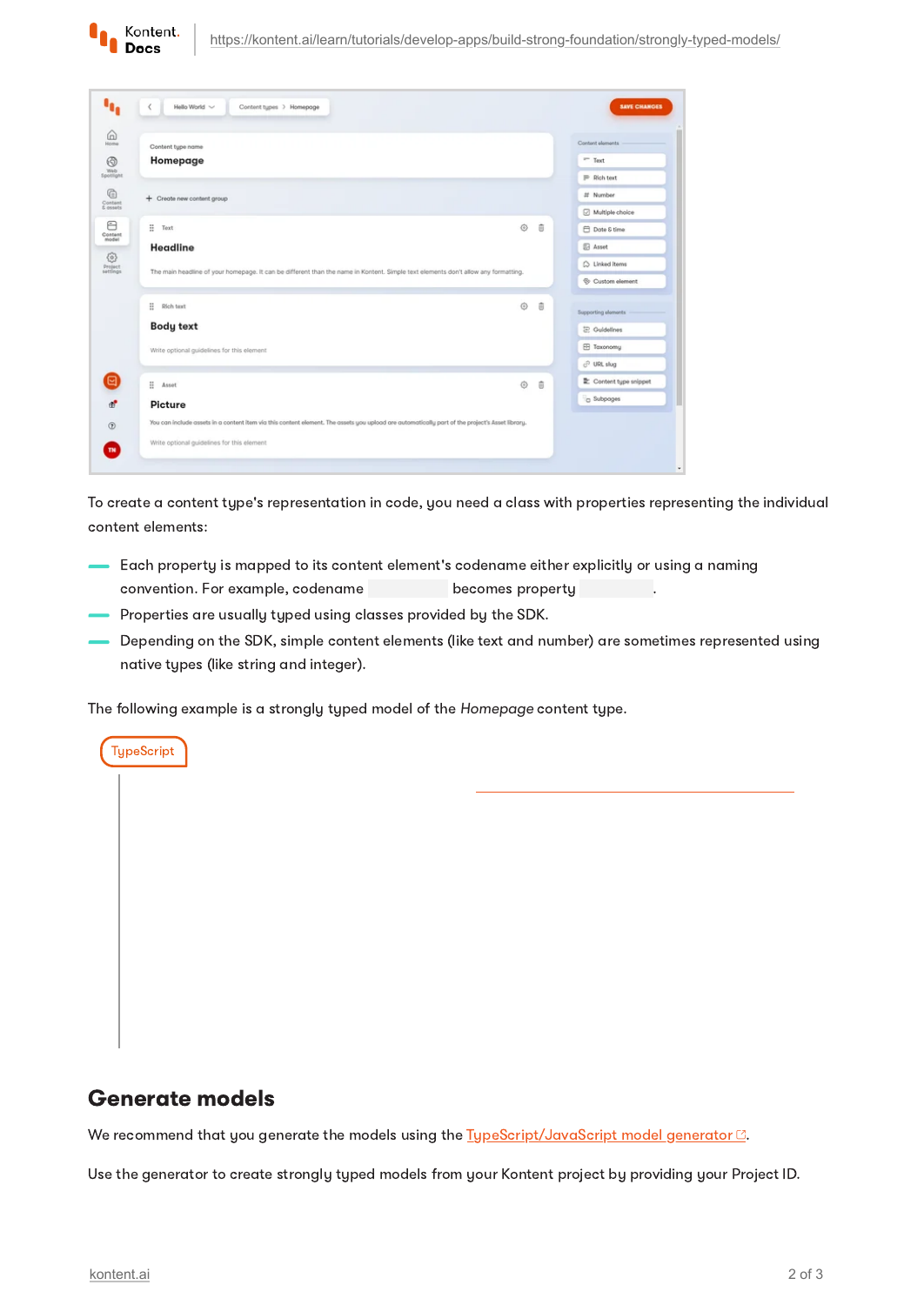To create a content type's representation in code, you need a class with properties representing the individual content elements:

- Each property is mapped to its content element's codename either explicitly or using a naming convention. For example, codename            becomes property           .
- Properties are usually typed using classes provided by the SDK.
- Depending on the SDK, simple content elements (like text and number) are sometimes represented using native types (like string and integer).

The following example is a strongly typed model of the *Homepage* content type.

TypeScript

## Generate models

We recommend that you generate the models using the [TypeScript/JavaScript model generator](#).

Use the generator to create strongly typed models from your Kontent project by providing your Project ID.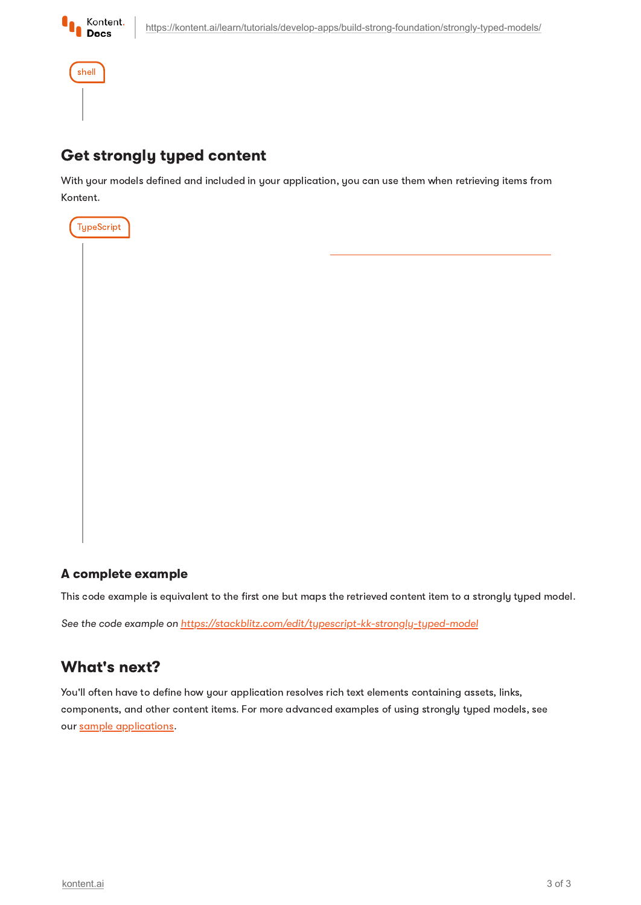shell

## Get strongly typed content

With your models defined and included in your application, you can use them when retrieving items from Kontent.

TypeScript

### A complete example

This code example is equivalent to the first one but maps the retrieved content item to a strongly typed model.

*See the code example on https://stackblitz.com/edit/typescript-kk-strongly-typed-model*

## What's next?

You'll often have to define how your application resolves rich text elements containing assets, links, components, and other content items. For more advanced examples of using strongly typed models, see our sample applications.